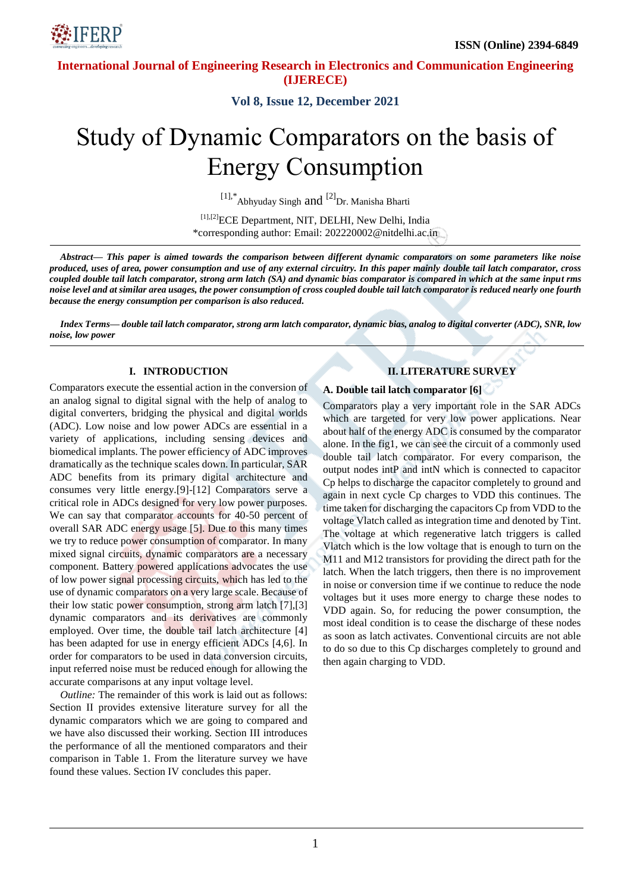# Study of Dynamic Comparators on the basis of Energy Consumption

[1],*Abhyuday Singh and [2]Dr. Manisha Bharti

[1],[2]ECE Department, NIT, DELHI, New Delhi, India
*corresponding author: Email: 202220002@nitdelhi.ac.in

***Abstract***— ***This paper is aimed towards the comparison between different dynamic comparators on some parameters like noise produced, uses of area, power consumption and use of any external circuitry. In this paper mainly double tail latch comparator, cross coupled double tail latch comparator, strong arm latch (SA) and dynamic bias comparator is compared in which at the same input rms noise level and at similar area usages, the power consumption of cross coupled double tail latch comparator is reduced nearly one fourth because the energy consumption per comparison is also reduced.***

***Index Terms***— ***double tail latch comparator, strong arm latch comparator, dynamic bias, analog to digital converter (ADC), SNR, low noise, low power***

## I. INTRODUCTION

Comparators execute the essential action in the conversion of an analog signal to digital signal with the help of analog to digital converters, bridging the physical and digital worlds (ADC). Low noise and low power ADCs are essential in a variety of applications, including sensing devices and biomedical implants. The power efficiency of ADC improves dramatically as the technique scales down. In particular, SAR ADC benefits from its primary digital architecture and consumes very little energy.[9]-[12] Comparators serve a critical role in ADCs designed for very low power purposes. We can say that comparator accounts for 40-50 percent of overall SAR ADC energy usage [5]. Due to this many times we try to reduce power consumption of comparator. In many mixed signal circuits, dynamic comparators are a necessary component. Battery powered applications advocates the use of low power signal processing circuits, which has led to the use of dynamic comparators on a very large scale. Because of their low static power consumption, strong arm latch [7],[3] dynamic comparators and its derivatives are commonly employed. Over time, the double tail latch architecture [4] has been adapted for use in energy efficient ADCs [4,6]. In order for comparators to be used in data conversion circuits, input referred noise must be reduced enough for allowing the accurate comparisons at any input voltage level.

*Outline:* The remainder of this work is laid out as follows: Section II provides extensive literature survey for all the dynamic comparators which we are going to compared and we have also discussed their working. Section III introduces the performance of all the mentioned comparators and their comparison in Table 1. From the literature survey we have found these values. Section IV concludes this paper.

## II. LITERATURE SURVEY

### A. Double tail latch comparator [6]

Comparators play a very important role in the SAR ADCs which are targeted for very low power applications. Near about half of the energy ADC is consumed by the comparator alone. In the fig1, we can see the circuit of a commonly used double tail latch comparator. For every comparison, the output nodes intP and intN which is connected to capacitor Cp helps to discharge the capacitor completely to ground and again in next cycle Cp charges to VDD this continues. The time taken for discharging the capacitors Cp from VDD to the voltage Vlatch called as integration time and denoted by Tint. The voltage at which regenerative latch triggers is called Vlatch which is the low voltage that is enough to turn on the M11 and M12 transistors for providing the direct path for the latch. When the latch triggers, then there is no improvement in noise or conversion time if we continue to reduce the node voltages but it uses more energy to charge these nodes to VDD again. So, for reducing the power consumption, the most ideal condition is to cease the discharge of these nodes as soon as latch activates. Conventional circuits are not able to do so due to this Cp discharges completely to ground and then again charging to VDD.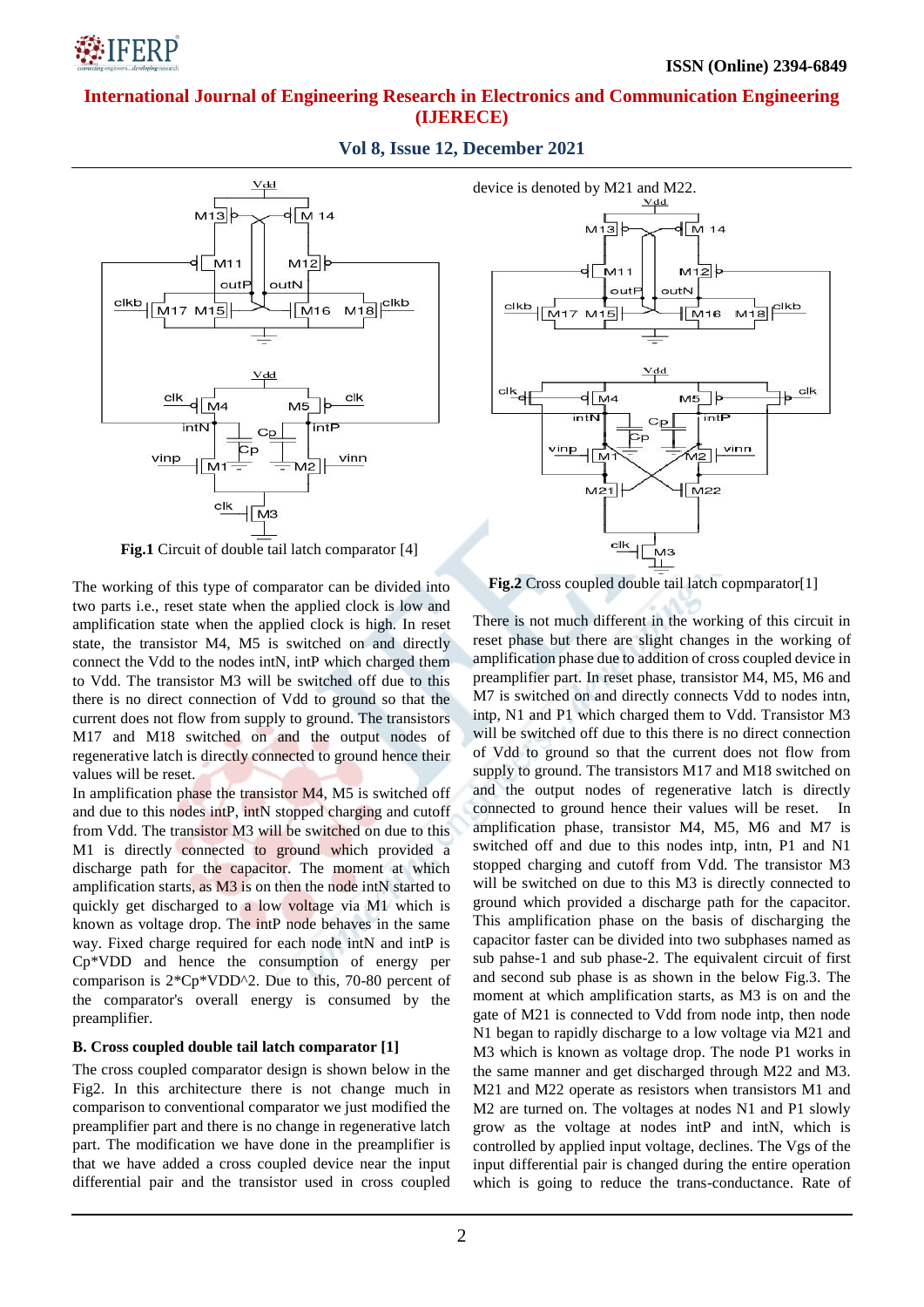**Fig.1** Circuit of double tail latch comparator [4]

The working of this type of comparator can be divided into two parts i.e., reset state when the applied clock is low and amplification state when the applied clock is high. In reset state, the transistor M4, M5 is switched on and directly connect the Vdd to the nodes intN, intP which charged them to Vdd. The transistor M3 will be switched off due to this there is no direct connection of Vdd to ground so that the current does not flow from supply to ground. The transistors M17 and M18 switched on and the output nodes of regenerative latch is directly connected to ground hence their values will be reset.

In amplification phase the transistor M4, M5 is switched off and due to this nodes intP, intN stopped charging and cutoff from Vdd. The transistor M3 will be switched on due to this M1 is directly connected to ground which provided a discharge path for the capacitor. The moment at which amplification starts, as M3 is on then the node intN started to quickly get discharged to a low voltage via M1 which is known as voltage drop. The intP node behaves in the same way. Fixed charge required for each node intN and intP is Cp*VDD and hence the consumption of energy per comparison is 2*Cp*VDD^2. Due to this, 70-80 percent of the comparator's overall energy is consumed by the preamplifier.

### B. Cross coupled double tail latch comparator [1]

The cross coupled comparator design is shown below in the Fig2. In this architecture there is not change much in comparison to conventional comparator we just modified the preamplifier part and there is no change in regenerative latch part. The modification we have done in the preamplifier is that we have added a cross coupled device near the input differential pair and the transistor used in cross coupled device is denoted by M21 and M22.

**Fig.2** Cross coupled double tail latch copmparator[1]

There is not much different in the working of this circuit in reset phase but there are slight changes in the working of amplification phase due to addition of cross coupled device in preamplifier part. In reset phase, transistor M4, M5, M6 and M7 is switched on and directly connects Vdd to nodes intn, intp, N1 and P1 which charged them to Vdd. Transistor M3 will be switched off due to this there is no direct connection of Vdd to ground so that the current does not flow from supply to ground. The transistors M17 and M18 switched on and the output nodes of regenerative latch is directly connected to ground hence their values will be reset. In amplification phase, transistor M4, M5, M6 and M7 is switched off and due to this nodes intp, intn, P1 and N1 stopped charging and cutoff from Vdd. The transistor M3 will be switched on due to this M3 is directly connected to ground which provided a discharge path for the capacitor. This amplification phase on the basis of discharging the capacitor faster can be divided into two subphases named as sub pahse-1 and sub phase-2. The equivalent circuit of first and second sub phase is as shown in the below Fig.3. The moment at which amplification starts, as M3 is on and the gate of M21 is connected to Vdd from node intp, then node N1 began to rapidly discharge to a low voltage via M21 and M3 which is known as voltage drop. The node P1 works in the same manner and get discharged through M22 and M3. M21 and M22 operate as resistors when transistors M1 and M2 are turned on. The voltages at nodes N1 and P1 slowly grow as the voltage at nodes intP and intN, which is controlled by applied input voltage, declines. The Vgs of the input differential pair is changed during the entire operation which is going to reduce the trans-conductance. Rate of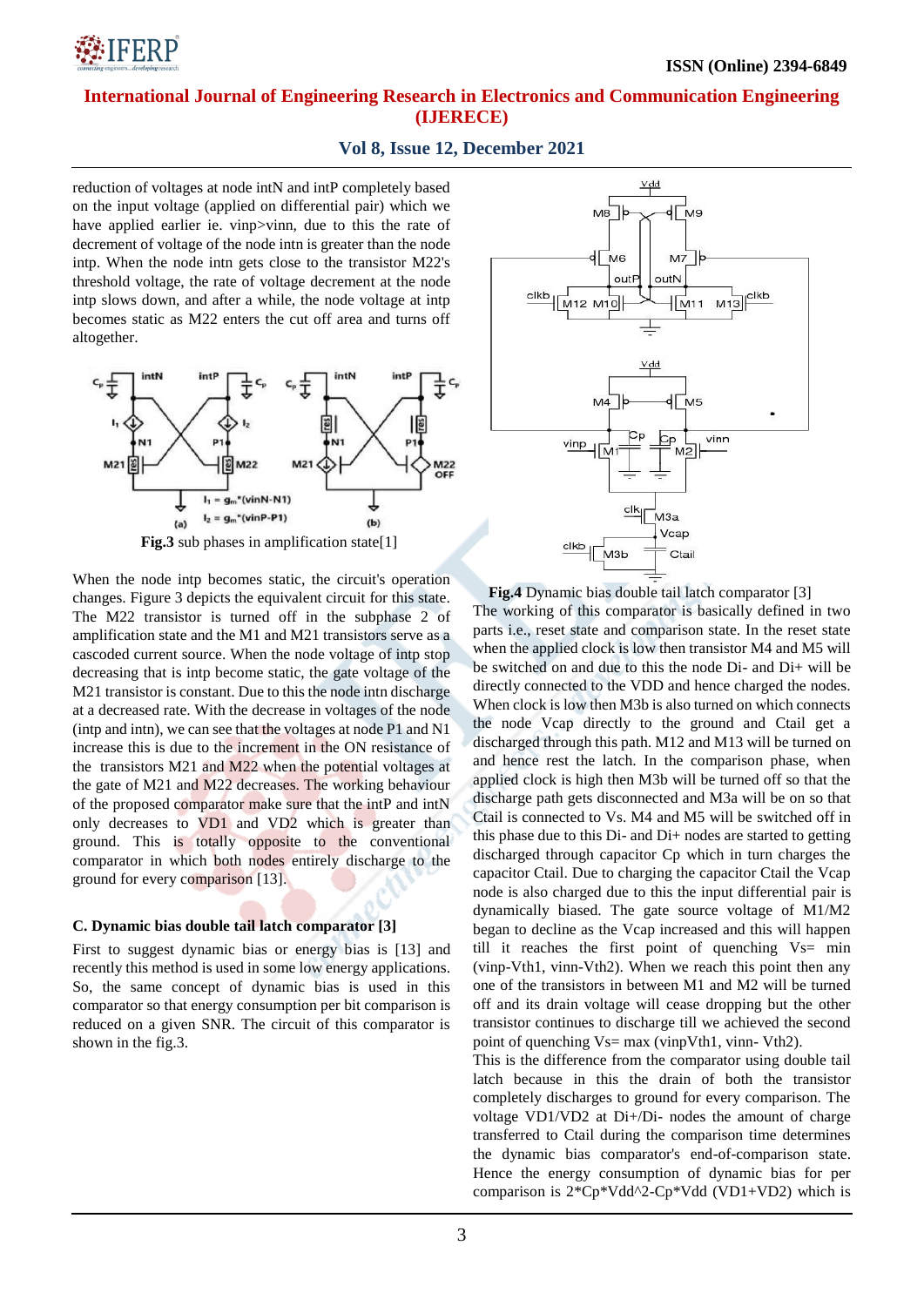reduction of voltages at node intN and intP completely based on the input voltage (applied on differential pair) which we have applied earlier ie. vinp>vinn, due to this the rate of decrement of voltage of the node intn is greater than the node intp. When the node intn gets close to the transistor M22's threshold voltage, the rate of voltage decrement at the node intp slows down, and after a while, the node voltage at intp becomes static as M22 enters the cut off area and turns off altogether.

**Fig.3** sub phases in amplification state[1]

When the node intp becomes static, the circuit's operation changes. Figure 3 depicts the equivalent circuit for this state. The M22 transistor is turned off in the subphase 2 of amplification state and the M1 and M21 transistors serve as a cascoded current source. When the node voltage of intp stop decreasing that is intp become static, the gate voltage of the M21 transistor is constant. Due to this the node intn discharge at a decreased rate. With the decrease in voltages of the node (intp and intn), we can see that the voltages at node P1 and N1 increase this is due to the increment in the ON resistance of the transistors M21 and M22 when the potential voltages at the gate of M21 and M22 decreases. The working behaviour of the proposed comparator make sure that the intP and intN only decreases to VD1 and VD2 which is greater than ground. This is totally opposite to the conventional comparator in which both nodes entirely discharge to the ground for every comparison [13].

### C. Dynamic bias double tail latch comparator [3]

First to suggest dynamic bias or energy bias is [13] and recently this method is used in some low energy applications. So, the same concept of dynamic bias is used in this comparator so that energy consumption per bit comparison is reduced on a given SNR. The circuit of this comparator is shown in the fig.3.

**Fig.4** Dynamic bias double tail latch comparator [3]

The working of this comparator is basically defined in two parts i.e., reset state and comparison state. In the reset state when the applied clock is low then transistor M4 and M5 will be switched on and due to this the node Di- and Di+ will be directly connected to the VDD and hence charged the nodes. When clock is low then M3b is also turned on which connects the node Vcap directly to the ground and Ctail get a discharged through this path. M12 and M13 will be turned on and hence rest the latch. In the comparison phase, when applied clock is high then M3b will be turned off so that the discharge path gets disconnected and M3a will be on so that Ctail is connected to Vs. M4 and M5 will be switched off in this phase due to this Di- and Di+ nodes are started to getting discharged through capacitor Cp which in turn charges the capacitor Ctail. Due to charging the capacitor Ctail the Vcap node is also charged due to this the input differential pair is dynamically biased. The gate source voltage of M1/M2 began to decline as the Vcap increased and this will happen till it reaches the first point of quenching Vs= min (vinp-Vth1, vinn-Vth2). When we reach this point then any one of the transistors in between M1 and M2 will be turned off and its drain voltage will cease dropping but the other transistor continues to discharge till we achieved the second point of quenching Vs= max (vinpVth1, vinn- Vth2).

This is the difference from the comparator using double tail latch because in this the drain of both the transistor completely discharges to ground for every comparison. The voltage VD1/VD2 at Di+/Di- nodes the amount of charge transferred to Ctail during the comparison time determines the dynamic bias comparator's end-of-comparison state. Hence the energy consumption of dynamic bias for per comparison is 2*Cp*Vdd^2-Cp*Vdd (VD1+VD2) which is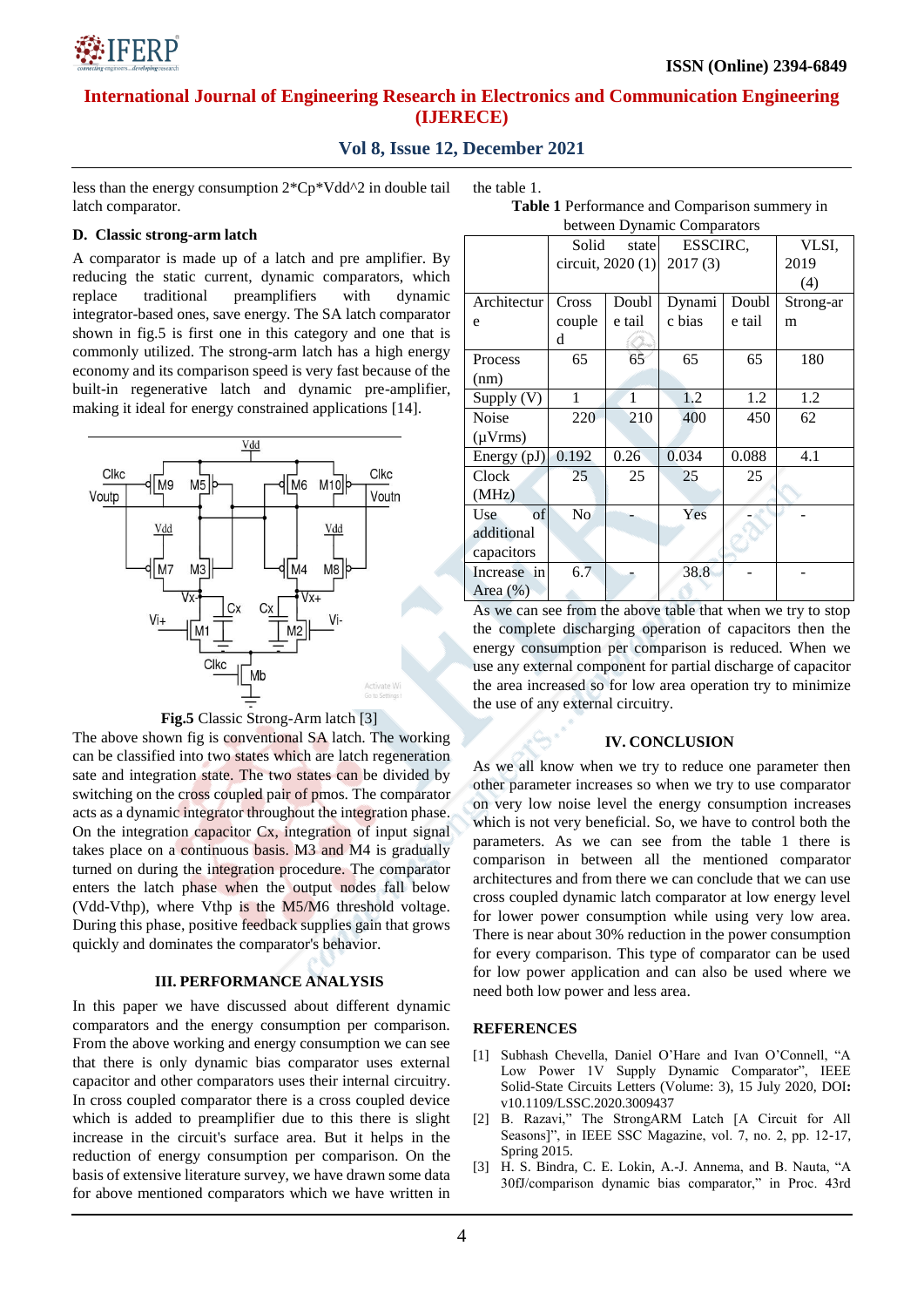less than the energy consumption 2*Cp*Vdd^2 in double tail latch comparator.

### D. Classic strong-arm latch

A comparator is made up of a latch and pre amplifier. By reducing the static current, dynamic comparators, which replace traditional preamplifiers with dynamic integrator-based ones, save energy. The SA latch comparator shown in fig.5 is first one in this category and one that is commonly utilized. The strong-arm latch has a high energy economy and its comparison speed is very fast because of the built-in regenerative latch and dynamic pre-amplifier, making it ideal for energy constrained applications [14].

**Fig.5** Classic Strong-Arm latch [3]

The above shown fig is conventional SA latch. The working can be classified into two states which are latch regeneration sate and integration state. The two states can be divided by switching on the cross coupled pair of pmos. The comparator acts as a dynamic integrator throughout the integration phase. On the integration capacitor Cx, integration of input signal takes place on a continuous basis. M3 and M4 is gradually turned on during the integration procedure. The comparator enters the latch phase when the output nodes fall below (Vdd-Vthp), where Vthp is the M5/M6 threshold voltage. During this phase, positive feedback supplies gain that grows quickly and dominates the comparator's behavior.

## III. PERFORMANCE ANALYSIS

In this paper we have discussed about different dynamic comparators and the energy consumption per comparison. From the above working and energy consumption we can see that there is only dynamic bias comparator uses external capacitor and other comparators uses their internal circuitry. In cross coupled comparator there is a cross coupled device which is added to preamplifier due to this there is slight increase in the circuit's surface area. But it helps in the reduction of energy consumption per comparison. On the basis of extensive literature survey, we have drawn some data for above mentioned comparators which we have written in the table 1.

**Table 1** Performance and Comparison summery in between Dynamic Comparators

| | Solid state circuit, 2020 (1) | | ESSCIRC, 2017 (3) | | VLSI, 2019 (4) |
|---|---|---|---|---|---|
| Architecture | Cross coupled | Double tail | Dynamic bias | Double tail | Strong-arm |
| Process (nm) | 65 | 65 | 65 | 65 | 180 |
| Supply (V) | 1 | 1 | 1.2 | 1.2 | 1.2 |
| Noise (μVrms) | 220 | 210 | 400 | 450 | 62 |
| Energy (pJ) | 0.192 | 0.26 | 0.034 | 0.088 | 4.1 |
| Clock (MHz) | 25 | 25 | 25 | 25 | |
| Use of additional capacitors | No | - | Yes | - | - |
| Increase in Area (%) | 6.7 | - | 38.8 | - | - |

As we can see from the above table that when we try to stop the complete discharging operation of capacitors then the energy consumption per comparison is reduced. When we use any external component for partial discharge of capacitor the area increased so for low area operation try to minimize the use of any external circuitry.

## IV. CONCLUSION

As we all know when we try to reduce one parameter then other parameter increases so when we try to use comparator on very low noise level the energy consumption increases which is not very beneficial. So, we have to control both the parameters. As we can see from the table 1 there is comparison in between all the mentioned comparator architectures and from there we can conclude that we can use cross coupled dynamic latch comparator at low energy level for lower power consumption while using very low area. There is near about 30% reduction in the power consumption for every comparison. This type of comparator can be used for low power application and can also be used where we need both low power and less area.

## REFERENCES

[1] Subhash Chevella, Daniel O'Hare and Ivan O'Connell, "A Low Power 1V Supply Dynamic Comparator", IEEE Solid-State Circuits Letters (Volume: 3), 15 July 2020, DOI: v10.1109/LSSC.2020.3009437

[2] B. Razavi," The StrongARM Latch [A Circuit for All Seasons]", in IEEE SSC Magazine, vol. 7, no. 2, pp. 12-17, Spring 2015.

[3] H. S. Bindra, C. E. Lokin, A.-J. Annema, and B. Nauta, "A 30fJ/comparison dynamic bias comparator," in Proc. 43rd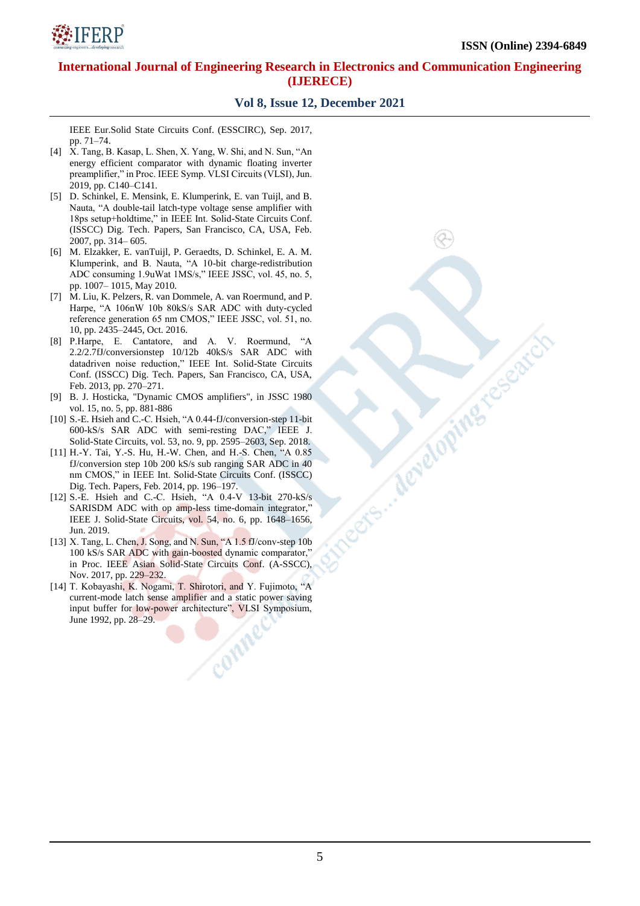IEEE Eur.Solid State Circuits Conf. (ESSCIRC), Sep. 2017, pp. 71–74.

[4] X. Tang, B. Kasap, L. Shen, X. Yang, W. Shi, and N. Sun, "An energy efficient comparator with dynamic floating inverter preamplifier," in Proc. IEEE Symp. VLSI Circuits (VLSI), Jun. 2019, pp. C140–C141.

[5] D. Schinkel, E. Mensink, E. Klumperink, E. van Tuijl, and B. Nauta, "A double-tail latch-type voltage sense amplifier with 18ps setup+holdtime," in IEEE Int. Solid-State Circuits Conf. (ISSCC) Dig. Tech. Papers, San Francisco, CA, USA, Feb. 2007, pp. 314– 605.

[6] M. Elzakker, E. vanTuijl, P. Geraedts, D. Schinkel, E. A. M. Klumperink, and B. Nauta, "A 10-bit charge-redistribution ADC consuming 1.9uWat 1MS/s," IEEE JSSC, vol. 45, no. 5, pp. 1007– 1015, May 2010.

[7] M. Liu, K. Pelzers, R. van Dommele, A. van Roermund, and P. Harpe, "A 106nW 10b 80kS/s SAR ADC with duty-cycled reference generation 65 nm CMOS," IEEE JSSC, vol. 51, no. 10, pp. 2435–2445, Oct. 2016.

[8] P.Harpe, E. Cantatore, and A. V. Roermund, "A 2.2/2.7fJ/conversionstep 10/12b 40kS/s SAR ADC with datadriven noise reduction," IEEE Int. Solid-State Circuits Conf. (ISSCC) Dig. Tech. Papers, San Francisco, CA, USA, Feb. 2013, pp. 270–271.

[9] B. J. Hosticka, "Dynamic CMOS amplifiers", in JSSC 1980 vol. 15, no. 5, pp. 881-886

[10] S.-E. Hsieh and C.-C. Hsieh, "A 0.44-fJ/conversion-step 11-bit 600-kS/s SAR ADC with semi-resting DAC," IEEE J. Solid-State Circuits, vol. 53, no. 9, pp. 2595–2603, Sep. 2018.

[11] H.-Y. Tai, Y.-S. Hu, H.-W. Chen, and H.-S. Chen, "A 0.85 fJ/conversion step 10b 200 kS/s sub ranging SAR ADC in 40 nm CMOS," in IEEE Int. Solid-State Circuits Conf. (ISSCC) Dig. Tech. Papers, Feb. 2014, pp. 196–197.

[12] S.-E. Hsieh and C.-C. Hsieh, "A 0.4-V 13-bit 270-kS/s SARISDM ADC with op amp-less time-domain integrator," IEEE J. Solid-State Circuits, vol. 54, no. 6, pp. 1648–1656, Jun. 2019.

[13] X. Tang, L. Chen, J. Song, and N. Sun, "A 1.5 fJ/conv-step 10b 100 kS/s SAR ADC with gain-boosted dynamic comparator," in Proc. IEEE Asian Solid-State Circuits Conf. (A-SSCC), Nov. 2017, pp. 229–232.

[14] T. Kobayashi, K. Nogami, T. Shirotori, and Y. Fujimoto, "A current-mode latch sense amplifier and a static power saving input buffer for low-power architecture", VLSI Symposium, June 1992, pp. 28–29.